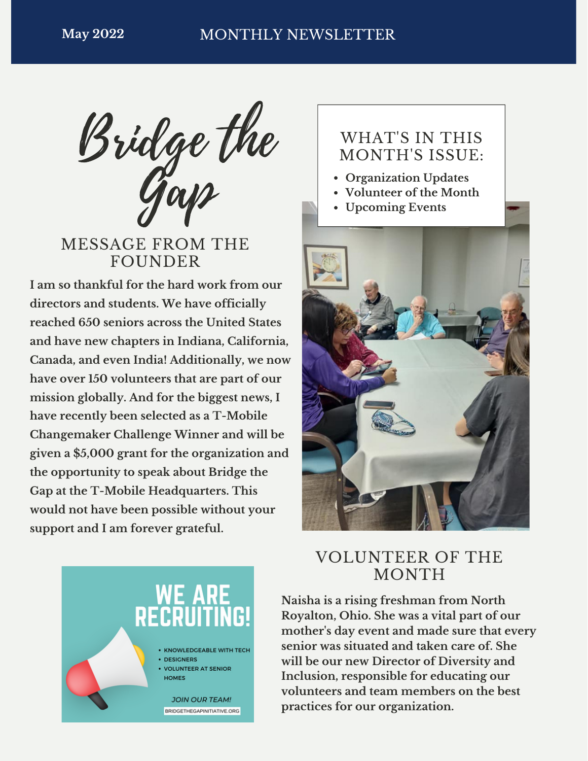**May 2022** MONTHLY NEWSLETTER

# Bridge the Gap

## MESSAGE FROM THE FOUNDER

**I am so thankful for the hard work from our directors and students. We have officially reached 650 seniors across the United States and have new chapters in Indiana, California, Canada, and even India! Additionally, we now have over 150 volunteers that are part of our mission globally. And for the biggest news, I have recently been selected as a T-Mobile Changemaker Challenge Winner and will be given a $5,000 grant for the organization and the opportunity to speak about Bridge the Gap at the T-Mobile Headquarters. This would not have been possible without your support and I am forever grateful.**

## WHAT'S IN THIS MONTH'S ISSUE:

- **Organization Updates**
- **Volunteer of the Month**
- **Upcoming Events**

## WE ARE RECRUITING!

- KNOWLEDGEABLE WITH TECH
- DESIGNERS
- VOLUNTEER AT SENIOR HOMES

*JOIN OUR TEAM!*

BRIDGETHEGAPINITIATIVE.ORG

## VOLUNTEER OF THE MONTH

**Naisha is a rising freshman from North Royalton, Ohio. She was a vital part of our mother's day event and made sure that every senior was situated and taken care of. She will be our new Director of Diversity and Inclusion, responsible for educating our volunteers and team members on the best practices for our organization.**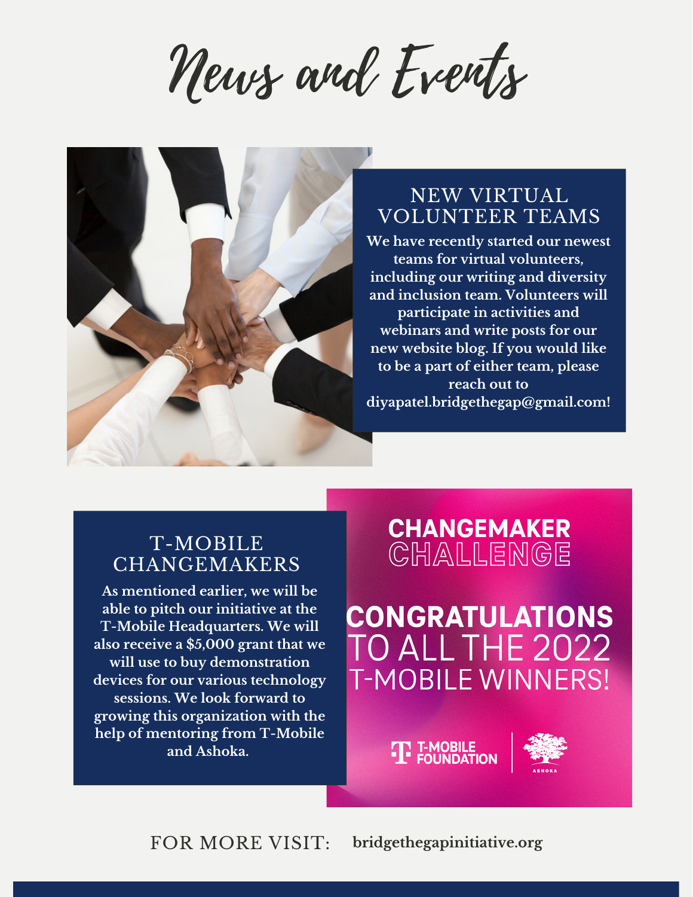# News and Events

## NEW VIRTUAL VOLUNTEER TEAMS

**We have recently started our newest teams for virtual volunteers, including our writing and diversity and inclusion team. Volunteers will participate in activities and webinars and write posts for our new website blog. If you would like to be a part of either team, please reach out to diyapatel.bridgethegap@gmail.com!**

## T-MOBILE CHANGEMAKERS

**As mentioned earlier, we will be able to pitch our initiative at the T-Mobile Headquarters. We will also receive a $5,000 grant that we will use to buy demonstration devices for our various technology sessions. We look forward to growing this organization with the help of mentoring from T-Mobile and Ashoka.**

**CHANGEMAKER CHALLENGE**

**CONGRATULATIONS** TO ALL THE 2022 T-MOBILE WINNERS!

T-MOBILE FOUNDATION | ASHOKA

FOR MORE VISIT: **bridgethegapinitiative.org**